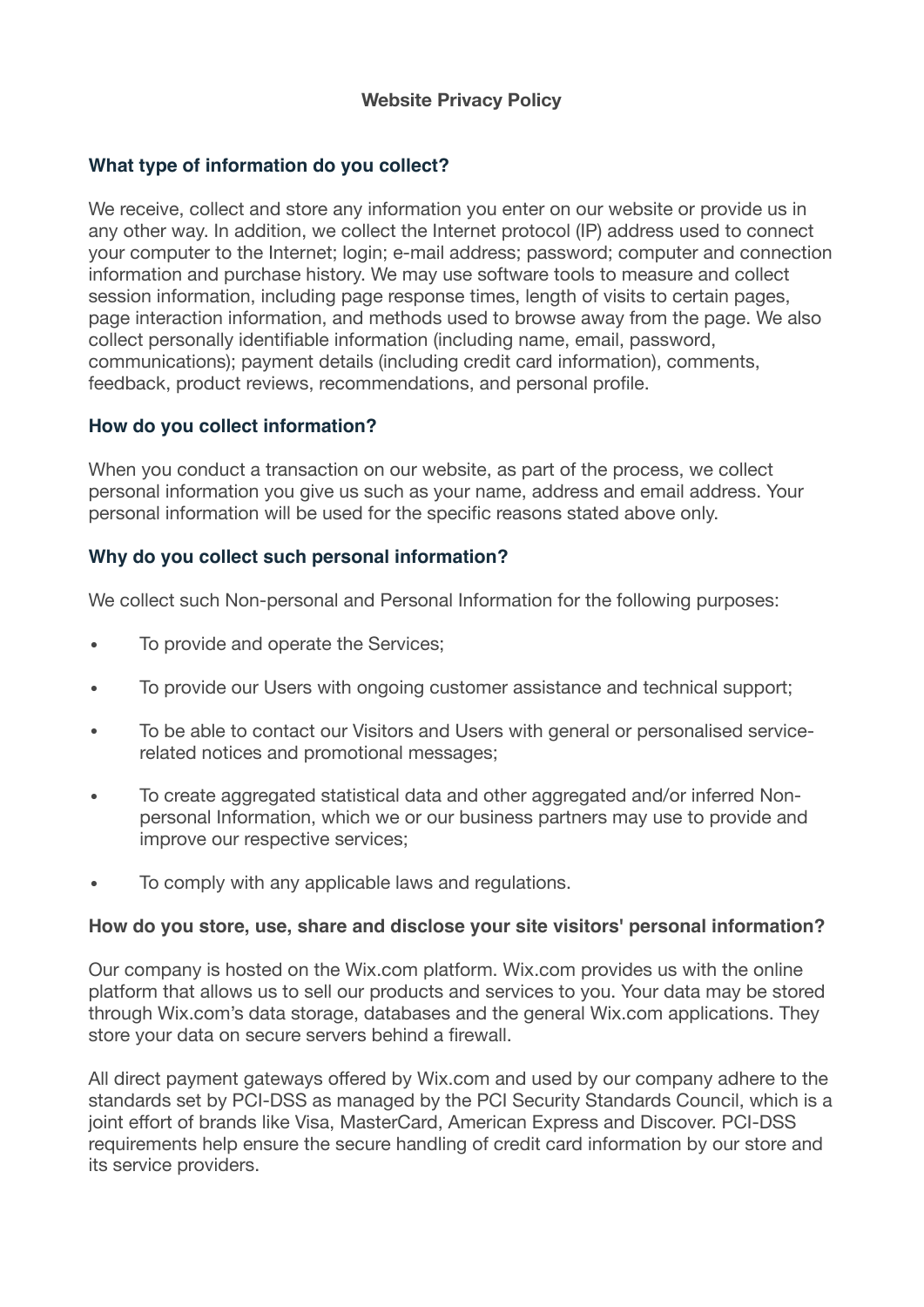# Website Privacy Policy

## What type of information do you collect?

We receive, collect and store any information you enter on our website or provide us in any other way. In addition, we collect the Internet protocol (IP) address used to connect your computer to the Internet; login; e-mail address; password; computer and connection information and purchase history. We may use software tools to measure and collect session information, including page response times, length of visits to certain pages, page interaction information, and methods used to browse away from the page. We also collect personally identifiable information (including name, email, password, communications); payment details (including credit card information), comments, feedback, product reviews, recommendations, and personal profile.

## How do you collect information?

When you conduct a transaction on our website, as part of the process, we collect personal information you give us such as your name, address and email address. Your personal information will be used for the specific reasons stated above only.

## Why do you collect such personal information?

We collect such Non-personal and Personal Information for the following purposes:

- To provide and operate the Services;
- To provide our Users with ongoing customer assistance and technical support;
- To be able to contact our Visitors and Users with general or personalised service-related notices and promotional messages;
- To create aggregated statistical data and other aggregated and/or inferred Non-personal Information, which we or our business partners may use to provide and improve our respective services;
- To comply with any applicable laws and regulations.

## How do you store, use, share and disclose your site visitors' personal information?

Our company is hosted on the Wix.com platform. Wix.com provides us with the online platform that allows us to sell our products and services to you. Your data may be stored through Wix.com's data storage, databases and the general Wix.com applications. They store your data on secure servers behind a firewall.

All direct payment gateways offered by Wix.com and used by our company adhere to the standards set by PCI-DSS as managed by the PCI Security Standards Council, which is a joint effort of brands like Visa, MasterCard, American Express and Discover. PCI-DSS requirements help ensure the secure handling of credit card information by our store and its service providers.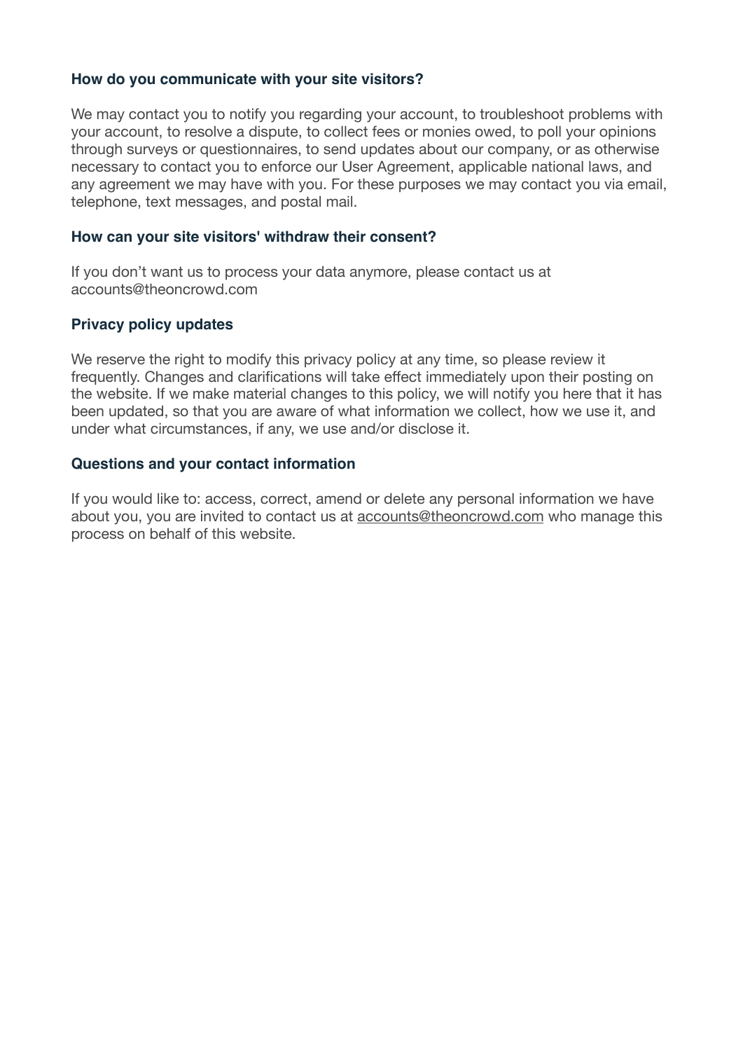### How do you communicate with your site visitors?

We may contact you to notify you regarding your account, to troubleshoot problems with your account, to resolve a dispute, to collect fees or monies owed, to poll your opinions through surveys or questionnaires, to send updates about our company, or as otherwise necessary to contact you to enforce our User Agreement, applicable national laws, and any agreement we may have with you. For these purposes we may contact you via email, telephone, text messages, and postal mail.

### How can your site visitors' withdraw their consent?

If you don't want us to process your data anymore, please contact us at accounts@theoncrowd.com

### Privacy policy updates

We reserve the right to modify this privacy policy at any time, so please review it frequently. Changes and clarifications will take effect immediately upon their posting on the website. If we make material changes to this policy, we will notify you here that it has been updated, so that you are aware of what information we collect, how we use it, and under what circumstances, if any, we use and/or disclose it.

### Questions and your contact information

If you would like to: access, correct, amend or delete any personal information we have about you, you are invited to contact us at accounts@theoncrowd.com who manage this process on behalf of this website.